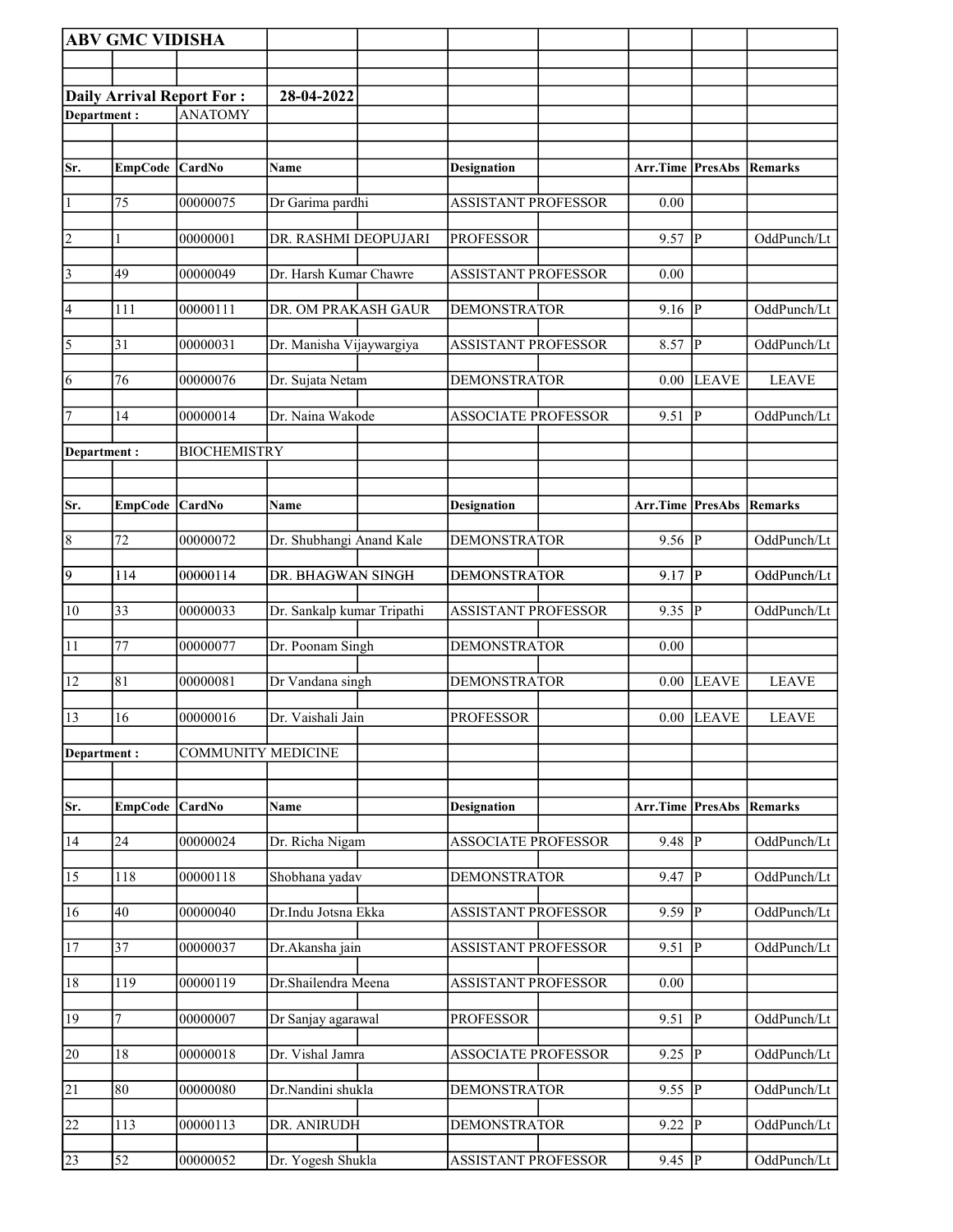**ABV GMC VIDISHA**

**Daily Arrival Report For :** **28-04-2022**

**Department :** ANATOMY

| Sr. | EmpCode | CardNo | Name | Designation | Arr.Time | PresAbs | Remarks |
|---|---|---|---|---|---|---|---|
| 1 | 75 | 00000075 | Dr Garima pardhi | ASSISTANT PROFESSOR | 0.00 | | |
| 2 | 1 | 00000001 | DR. RASHMI DEOPUJARI | PROFESSOR | 9.57 | P | OddPunch/Lt |
| 3 | 49 | 00000049 | Dr. Harsh Kumar Chawre | ASSISTANT PROFESSOR | 0.00 | | |
| 4 | 111 | 00000111 | DR. OM PRAKASH GAUR | DEMONSTRATOR | 9.16 | P | OddPunch/Lt |
| 5 | 31 | 00000031 | Dr. Manisha Vijaywargiya | ASSISTANT PROFESSOR | 8.57 | P | OddPunch/Lt |
| 6 | 76 | 00000076 | Dr. Sujata Netam | DEMONSTRATOR | 0.00 | LEAVE | LEAVE |
| 7 | 14 | 00000014 | Dr. Naina Wakode | ASSOCIATE PROFESSOR | 9.51 | P | OddPunch/Lt |

**Department :** BIOCHEMISTRY

| Sr. | EmpCode | CardNo | Name | Designation | Arr.Time | PresAbs | Remarks |
|---|---|---|---|---|---|---|---|
| 8 | 72 | 00000072 | Dr. Shubhangi Anand Kale | DEMONSTRATOR | 9.56 | P | OddPunch/Lt |
| 9 | 114 | 00000114 | DR. BHAGWAN SINGH | DEMONSTRATOR | 9.17 | P | OddPunch/Lt |
| 10 | 33 | 00000033 | Dr. Sankalp kumar Tripathi | ASSISTANT PROFESSOR | 9.35 | P | OddPunch/Lt |
| 11 | 77 | 00000077 | Dr. Poonam Singh | DEMONSTRATOR | 0.00 | | |
| 12 | 81 | 00000081 | Dr Vandana singh | DEMONSTRATOR | 0.00 | LEAVE | LEAVE |
| 13 | 16 | 00000016 | Dr. Vaishali Jain | PROFESSOR | 0.00 | LEAVE | LEAVE |

**Department :** COMMUNITY MEDICINE

| Sr. | EmpCode | CardNo | Name | Designation | Arr.Time | PresAbs | Remarks |
|---|---|---|---|---|---|---|---|
| 14 | 24 | 00000024 | Dr. Richa Nigam | ASSOCIATE PROFESSOR | 9.48 | P | OddPunch/Lt |
| 15 | 118 | 00000118 | Shobhana yadav | DEMONSTRATOR | 9.47 | P | OddPunch/Lt |
| 16 | 40 | 00000040 | Dr.Indu Jotsna Ekka | ASSISTANT PROFESSOR | 9.59 | P | OddPunch/Lt |
| 17 | 37 | 00000037 | Dr.Akansha jain | ASSISTANT PROFESSOR | 9.51 | P | OddPunch/Lt |
| 18 | 119 | 00000119 | Dr.Shailendra Meena | ASSISTANT PROFESSOR | 0.00 | | |
| 19 | 7 | 00000007 | Dr Sanjay agarawal | PROFESSOR | 9.51 | P | OddPunch/Lt |
| 20 | 18 | 00000018 | Dr. Vishal Jamra | ASSOCIATE PROFESSOR | 9.25 | P | OddPunch/Lt |
| 21 | 80 | 00000080 | Dr.Nandini shukla | DEMONSTRATOR | 9.55 | P | OddPunch/Lt |
| 22 | 113 | 00000113 | DR. ANIRUDH | DEMONSTRATOR | 9.22 | P | OddPunch/Lt |
| 23 | 52 | 00000052 | Dr. Yogesh Shukla | ASSISTANT PROFESSOR | 9.45 | P | OddPunch/Lt |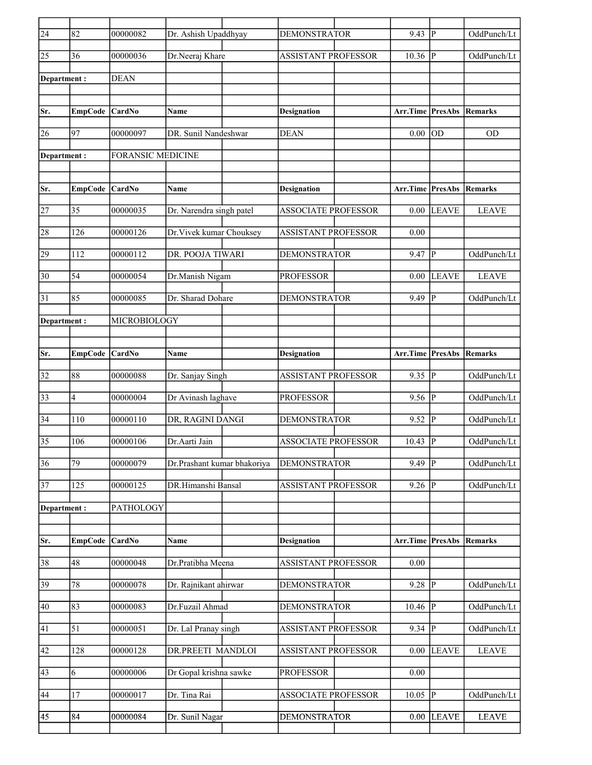| Sr. | EmpCode | CardNo | Name | Designation | Arr.Time | PresAbs | Remarks |
|---|---|---|---|---|---|---|---|
| 24 | 82 | 00000082 | Dr. Ashish Upaddhyay | DEMONSTRATOR | 9.43 | P | OddPunch/Lt |
| 25 | 36 | 00000036 | Dr.Neeraj Khare | ASSISTANT PROFESSOR | 10.36 | P | OddPunch/Lt |

**Department :** DEAN

| Sr. | EmpCode | CardNo | Name | Designation | Arr.Time | PresAbs | Remarks |
|---|---|---|---|---|---|---|---|
| 26 | 97 | 00000097 | DR. Sunil Nandeshwar | DEAN | 0.00 | OD | OD |

**Department :** FORANSIC MEDICINE

| Sr. | EmpCode | CardNo | Name | Designation | Arr.Time | PresAbs | Remarks |
|---|---|---|---|---|---|---|---|
| 27 | 35 | 00000035 | Dr. Narendra singh patel | ASSOCIATE PROFESSOR | 0.00 | LEAVE | LEAVE |
| 28 | 126 | 00000126 | Dr.Vivek kumar Chouksey | ASSISTANT PROFESSOR | 0.00 | | |
| 29 | 112 | 00000112 | DR. POOJA TIWARI | DEMONSTRATOR | 9.47 | P | OddPunch/Lt |
| 30 | 54 | 00000054 | Dr.Manish Nigam | PROFESSOR | 0.00 | LEAVE | LEAVE |
| 31 | 85 | 00000085 | Dr. Sharad Dohare | DEMONSTRATOR | 9.49 | P | OddPunch/Lt |

**Department :** MICROBIOLOGY

| Sr. | EmpCode | CardNo | Name | Designation | Arr.Time | PresAbs | Remarks |
|---|---|---|---|---|---|---|---|
| 32 | 88 | 00000088 | Dr. Sanjay Singh | ASSISTANT PROFESSOR | 9.35 | P | OddPunch/Lt |
| 33 | 4 | 00000004 | Dr Avinash laghave | PROFESSOR | 9.56 | P | OddPunch/Lt |
| 34 | 110 | 00000110 | DR, RAGINI DANGI | DEMONSTRATOR | 9.52 | P | OddPunch/Lt |
| 35 | 106 | 00000106 | Dr.Aarti Jain | ASSOCIATE PROFESSOR | 10.43 | P | OddPunch/Lt |
| 36 | 79 | 00000079 | Dr.Prashant kumar bhakoriya | DEMONSTRATOR | 9.49 | P | OddPunch/Lt |
| 37 | 125 | 00000125 | DR.Himanshi Bansal | ASSISTANT PROFESSOR | 9.26 | P | OddPunch/Lt |

**Department :** PATHOLOGY

| Sr. | EmpCode | CardNo | Name | Designation | Arr.Time | PresAbs | Remarks |
|---|---|---|---|---|---|---|---|
| 38 | 48 | 00000048 | Dr.Pratibha Meena | ASSISTANT PROFESSOR | 0.00 | | |
| 39 | 78 | 00000078 | Dr. Rajnikant ahirwar | DEMONSTRATOR | 9.28 | P | OddPunch/Lt |
| 40 | 83 | 00000083 | Dr.Fuzail Ahmad | DEMONSTRATOR | 10.46 | P | OddPunch/Lt |
| 41 | 51 | 00000051 | Dr. Lal Pranay singh | ASSISTANT PROFESSOR | 9.34 | P | OddPunch/Lt |
| 42 | 128 | 00000128 | DR.PREETI MANDLOI | ASSISTANT PROFESSOR | 0.00 | LEAVE | LEAVE |
| 43 | 6 | 00000006 | Dr Gopal krishna sawke | PROFESSOR | 0.00 | | |
| 44 | 17 | 00000017 | Dr. Tina Rai | ASSOCIATE PROFESSOR | 10.05 | P | OddPunch/Lt |
| 45 | 84 | 00000084 | Dr. Sunil Nagar | DEMONSTRATOR | 0.00 | LEAVE | LEAVE |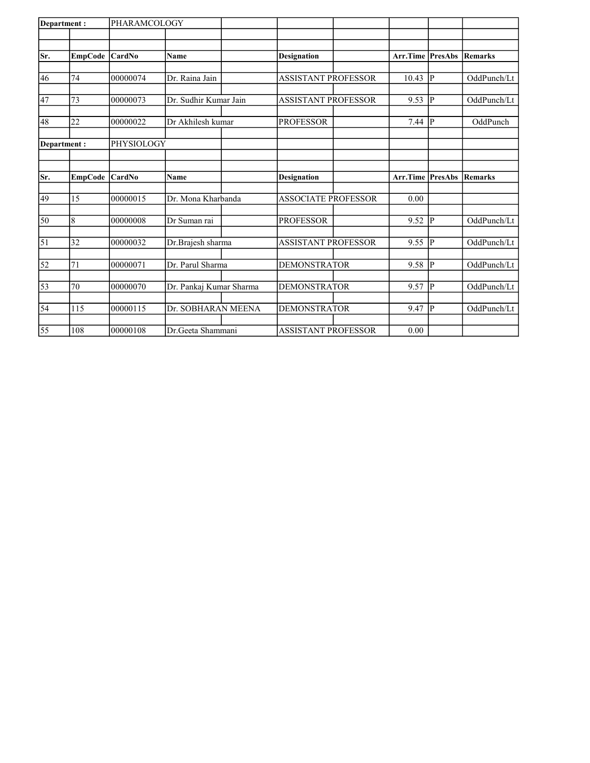| Department : | | PHARAMCOLOGY | | | | | | | |
|---|---|---|---|---|---|---|---|---|---|
| Sr. | EmpCode | CardNo | Name | | Designation | | Arr.Time | PresAbs | Remarks |
| 46 | 74 | 00000074 | Dr. Raina Jain | | ASSISTANT PROFESSOR | | 10.43 | P | OddPunch/Lt |
| 47 | 73 | 00000073 | Dr. Sudhir Kumar Jain | | ASSISTANT PROFESSOR | | 9.53 | P | OddPunch/Lt |
| 48 | 22 | 00000022 | Dr Akhilesh kumar | | PROFESSOR | | 7.44 | P | OddPunch |

| Department : | | PHYSIOLOGY | | | | | | | |
|---|---|---|---|---|---|---|---|---|---|
| Sr. | EmpCode | CardNo | Name | | Designation | | Arr.Time | PresAbs | Remarks |
| 49 | 15 | 00000015 | Dr. Mona Kharbanda | | ASSOCIATE PROFESSOR | | 0.00 | | |
| 50 | 8 | 00000008 | Dr Suman rai | | PROFESSOR | | 9.52 | P | OddPunch/Lt |
| 51 | 32 | 00000032 | Dr.Brajesh sharma | | ASSISTANT PROFESSOR | | 9.55 | P | OddPunch/Lt |
| 52 | 71 | 00000071 | Dr. Parul Sharma | | DEMONSTRATOR | | 9.58 | P | OddPunch/Lt |
| 53 | 70 | 00000070 | Dr. Pankaj Kumar Sharma | | DEMONSTRATOR | | 9.57 | P | OddPunch/Lt |
| 54 | 115 | 00000115 | Dr. SOBHARAN MEENA | | DEMONSTRATOR | | 9.47 | P | OddPunch/Lt |
| 55 | 108 | 00000108 | Dr.Geeta Shammani | | ASSISTANT PROFESSOR | | 0.00 | | |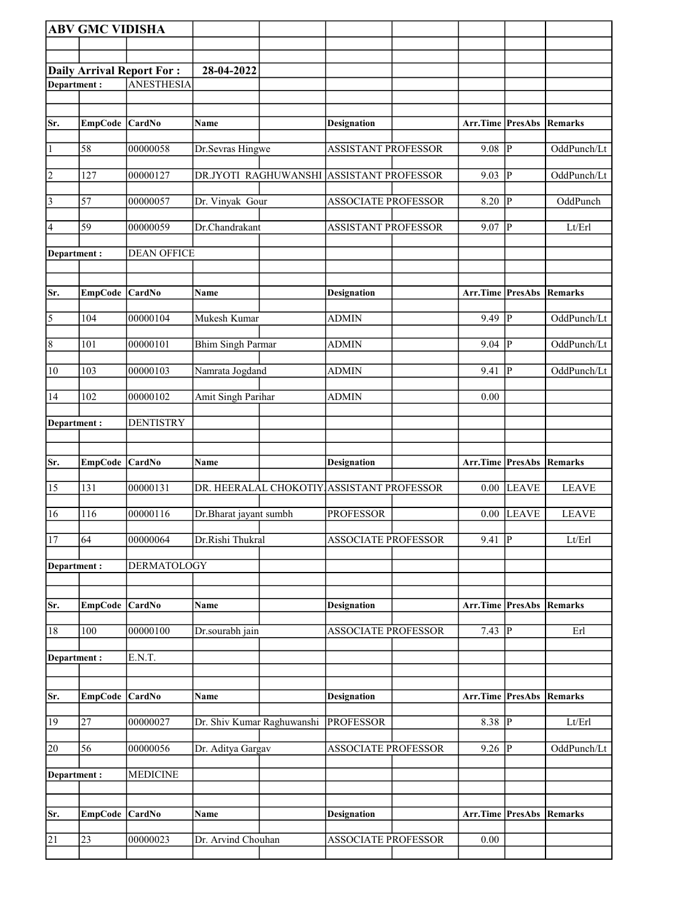**ABV GMC VIDISHA**

**Daily Arrival Report For :** **28-04-2022**

**Department :** ANESTHESIA

| Sr. | EmpCode | CardNo | Name | Designation | Arr.Time | PresAbs | Remarks |
|---|---|---|---|---|---|---|---|
| 1 | 58 | 00000058 | Dr.Sevras Hingwe | ASSISTANT PROFESSOR | 9.08 | P | OddPunch/Lt |
| 2 | 127 | 00000127 | DR.JYOTI RAGHUWANSHI | ASSISTANT PROFESSOR | 9.03 | P | OddPunch/Lt |
| 3 | 57 | 00000057 | Dr. Vinyak Gour | ASSOCIATE PROFESSOR | 8.20 | P | OddPunch |
| 4 | 59 | 00000059 | Dr.Chandrakant | ASSISTANT PROFESSOR | 9.07 | P | Lt/Erl |

**Department :** DEAN OFFICE

| Sr. | EmpCode | CardNo | Name | Designation | Arr.Time | PresAbs | Remarks |
|---|---|---|---|---|---|---|---|
| 5 | 104 | 00000104 | Mukesh Kumar | ADMIN | 9.49 | P | OddPunch/Lt |
| 8 | 101 | 00000101 | Bhim Singh Parmar | ADMIN | 9.04 | P | OddPunch/Lt |
| 10 | 103 | 00000103 | Namrata Jogdand | ADMIN | 9.41 | P | OddPunch/Lt |
| 14 | 102 | 00000102 | Amit Singh Parihar | ADMIN | 0.00 | | |

**Department :** DENTISTRY

| Sr. | EmpCode | CardNo | Name | Designation | Arr.Time | PresAbs | Remarks |
|---|---|---|---|---|---|---|---|
| 15 | 131 | 00000131 | DR. HEERALAL CHOKOTIY | ASSISTANT PROFESSOR | 0.00 | LEAVE | LEAVE |
| 16 | 116 | 00000116 | Dr.Bharat jayant sumbh | PROFESSOR | 0.00 | LEAVE | LEAVE |
| 17 | 64 | 00000064 | Dr.Rishi Thukral | ASSOCIATE PROFESSOR | 9.41 | P | Lt/Erl |

**Department :** DERMATOLOGY

| Sr. | EmpCode | CardNo | Name | Designation | Arr.Time | PresAbs | Remarks |
|---|---|---|---|---|---|---|---|
| 18 | 100 | 00000100 | Dr.sourabh jain | ASSOCIATE PROFESSOR | 7.43 | P | Erl |

**Department :** E.N.T.

| Sr. | EmpCode | CardNo | Name | Designation | Arr.Time | PresAbs | Remarks |
|---|---|---|---|---|---|---|---|
| 19 | 27 | 00000027 | Dr. Shiv Kumar Raghuwanshi | PROFESSOR | 8.38 | P | Lt/Erl |
| 20 | 56 | 00000056 | Dr. Aditya Gargav | ASSOCIATE PROFESSOR | 9.26 | P | OddPunch/Lt |

**Department :** MEDICINE

| Sr. | EmpCode | CardNo | Name | Designation | Arr.Time | PresAbs | Remarks |
|---|---|---|---|---|---|---|---|
| 21 | 23 | 00000023 | Dr. Arvind Chouhan | ASSOCIATE PROFESSOR | 0.00 | | |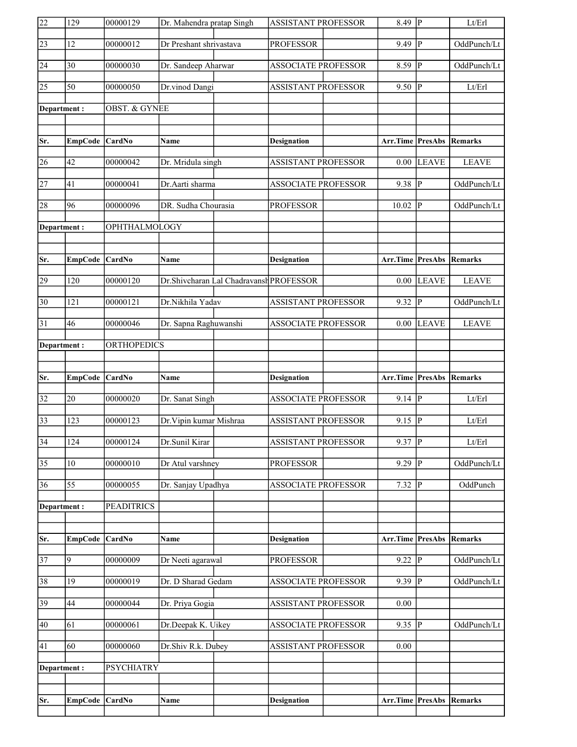| Sr. | EmpCode | CardNo | Name | Designation | Arr.Time | PresAbs | Remarks |
|---|---|---|---|---|---|---|---|
| 22 | 129 | 00000129 | Dr. Mahendra pratap Singh | ASSISTANT PROFESSOR | 8.49 | P | Lt/Erl |
| 23 | 12 | 00000012 | Dr Preshant shrivastava | PROFESSOR | 9.49 | P | OddPunch/Lt |
| 24 | 30 | 00000030 | Dr. Sandeep Aharwar | ASSOCIATE PROFESSOR | 8.59 | P | OddPunch/Lt |
| 25 | 50 | 00000050 | Dr.vinod Dangi | ASSISTANT PROFESSOR | 9.50 | P | Lt/Erl |

**Department :** OBST. & GYNEE

| Sr. | EmpCode | CardNo | Name | Designation | Arr.Time | PresAbs | Remarks |
|---|---|---|---|---|---|---|---|
| 26 | 42 | 00000042 | Dr. Mridula singh | ASSISTANT PROFESSOR | 0.00 | LEAVE | LEAVE |
| 27 | 41 | 00000041 | Dr.Aarti sharma | ASSOCIATE PROFESSOR | 9.38 | P | OddPunch/Lt |
| 28 | 96 | 00000096 | DR. Sudha Chourasia | PROFESSOR | 10.02 | P | OddPunch/Lt |

**Department :** OPHTHALMOLOGY

| Sr. | EmpCode | CardNo | Name | Designation | Arr.Time | PresAbs | Remarks |
|---|---|---|---|---|---|---|---|
| 29 | 120 | 00000120 | Dr.Shivcharan Lal Chadravansh | PROFESSOR | 0.00 | LEAVE | LEAVE |
| 30 | 121 | 00000121 | Dr.Nikhila Yadav | ASSISTANT PROFESSOR | 9.32 | P | OddPunch/Lt |
| 31 | 46 | 00000046 | Dr. Sapna Raghuwanshi | ASSOCIATE PROFESSOR | 0.00 | LEAVE | LEAVE |

**Department :** ORTHOPEDICS

| Sr. | EmpCode | CardNo | Name | Designation | Arr.Time | PresAbs | Remarks |
|---|---|---|---|---|---|---|---|
| 32 | 20 | 00000020 | Dr. Sanat Singh | ASSOCIATE PROFESSOR | 9.14 | P | Lt/Erl |
| 33 | 123 | 00000123 | Dr.Vipin kumar Mishraa | ASSISTANT PROFESSOR | 9.15 | P | Lt/Erl |
| 34 | 124 | 00000124 | Dr.Sunil Kirar | ASSISTANT PROFESSOR | 9.37 | P | Lt/Erl |
| 35 | 10 | 00000010 | Dr Atul varshney | PROFESSOR | 9.29 | P | OddPunch/Lt |
| 36 | 55 | 00000055 | Dr. Sanjay Upadhya | ASSOCIATE PROFESSOR | 7.32 | P | OddPunch |

**Department :** PEADITRICS

| Sr. | EmpCode | CardNo | Name | Designation | Arr.Time | PresAbs | Remarks |
|---|---|---|---|---|---|---|---|
| 37 | 9 | 00000009 | Dr Neeti agarawal | PROFESSOR | 9.22 | P | OddPunch/Lt |
| 38 | 19 | 00000019 | Dr. D Sharad Gedam | ASSOCIATE PROFESSOR | 9.39 | P | OddPunch/Lt |
| 39 | 44 | 00000044 | Dr. Priya Gogia | ASSISTANT PROFESSOR | 0.00 | | |
| 40 | 61 | 00000061 | Dr.Deepak K. Uikey | ASSOCIATE PROFESSOR | 9.35 | P | OddPunch/Lt |
| 41 | 60 | 00000060 | Dr.Shiv R.k. Dubey | ASSISTANT PROFESSOR | 0.00 | | |

**Department :** PSYCHIATRY

| Sr. | EmpCode | CardNo | Name | Designation | Arr.Time | PresAbs | Remarks |
|---|---|---|---|---|---|---|---|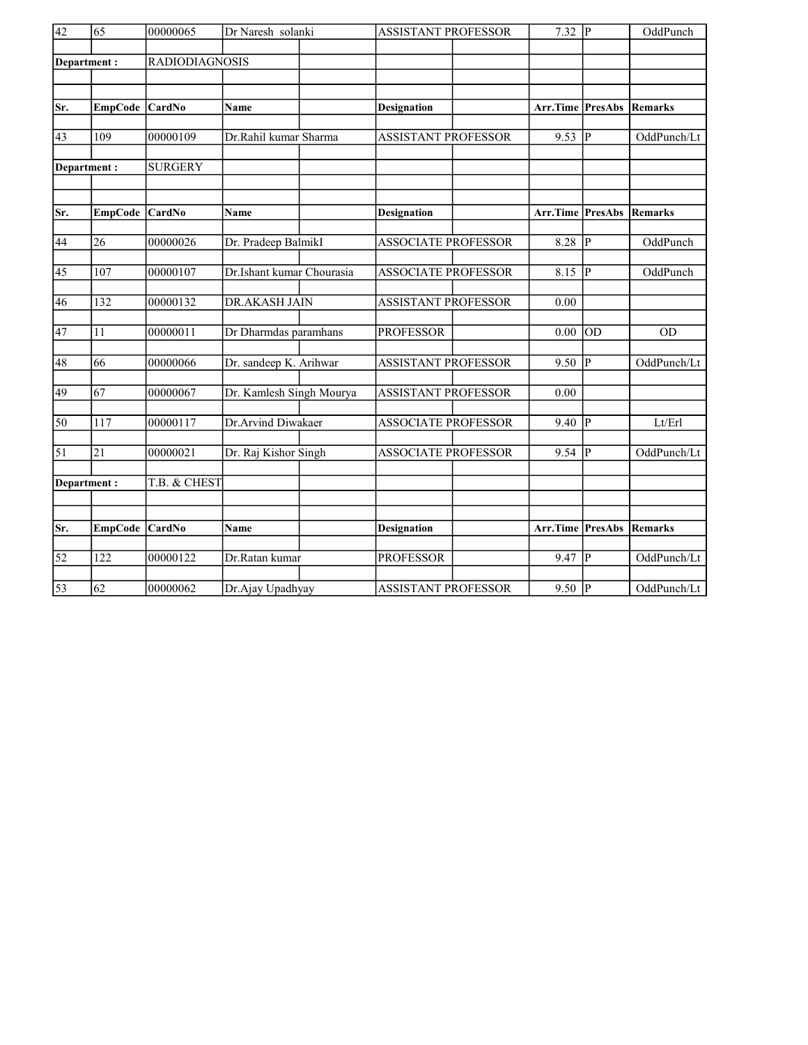| Sr. | EmpCode | CardNo | Name | Designation | Arr.Time | PresAbs | Remarks |
|---|---|---|---|---|---|---|---|
| 42 | 65 | 00000065 | Dr Naresh solanki | ASSISTANT PROFESSOR | 7.32 | P | OddPunch |

**Department :** RADIODIAGNOSIS

| Sr. | EmpCode | CardNo | Name | Designation | Arr.Time | PresAbs | Remarks |
|---|---|---|---|---|---|---|---|
| 43 | 109 | 00000109 | Dr.Rahil kumar Sharma | ASSISTANT PROFESSOR | 9.53 | P | OddPunch/Lt |

**Department :** SURGERY

| Sr. | EmpCode | CardNo | Name | Designation | Arr.Time | PresAbs | Remarks |
|---|---|---|---|---|---|---|---|
| 44 | 26 | 00000026 | Dr. Pradeep BalmikI | ASSOCIATE PROFESSOR | 8.28 | P | OddPunch |
| 45 | 107 | 00000107 | Dr.Ishant kumar Chourasia | ASSOCIATE PROFESSOR | 8.15 | P | OddPunch |
| 46 | 132 | 00000132 | DR.AKASH JAIN | ASSISTANT PROFESSOR | 0.00 | | |
| 47 | 11 | 00000011 | Dr Dharmdas paramhans | PROFESSOR | 0.00 | OD | OD |
| 48 | 66 | 00000066 | Dr. sandeep K. Arihwar | ASSISTANT PROFESSOR | 9.50 | P | OddPunch/Lt |
| 49 | 67 | 00000067 | Dr. Kamlesh Singh Mourya | ASSISTANT PROFESSOR | 0.00 | | |
| 50 | 117 | 00000117 | Dr.Arvind Diwakaer | ASSOCIATE PROFESSOR | 9.40 | P | Lt/Erl |
| 51 | 21 | 00000021 | Dr. Raj Kishor Singh | ASSOCIATE PROFESSOR | 9.54 | P | OddPunch/Lt |

**Department :** T.B. & CHEST

| Sr. | EmpCode | CardNo | Name | Designation | Arr.Time | PresAbs | Remarks |
|---|---|---|---|---|---|---|---|
| 52 | 122 | 00000122 | Dr.Ratan kumar | PROFESSOR | 9.47 | P | OddPunch/Lt |
| 53 | 62 | 00000062 | Dr.Ajay Upadhyay | ASSISTANT PROFESSOR | 9.50 | P | OddPunch/Lt |